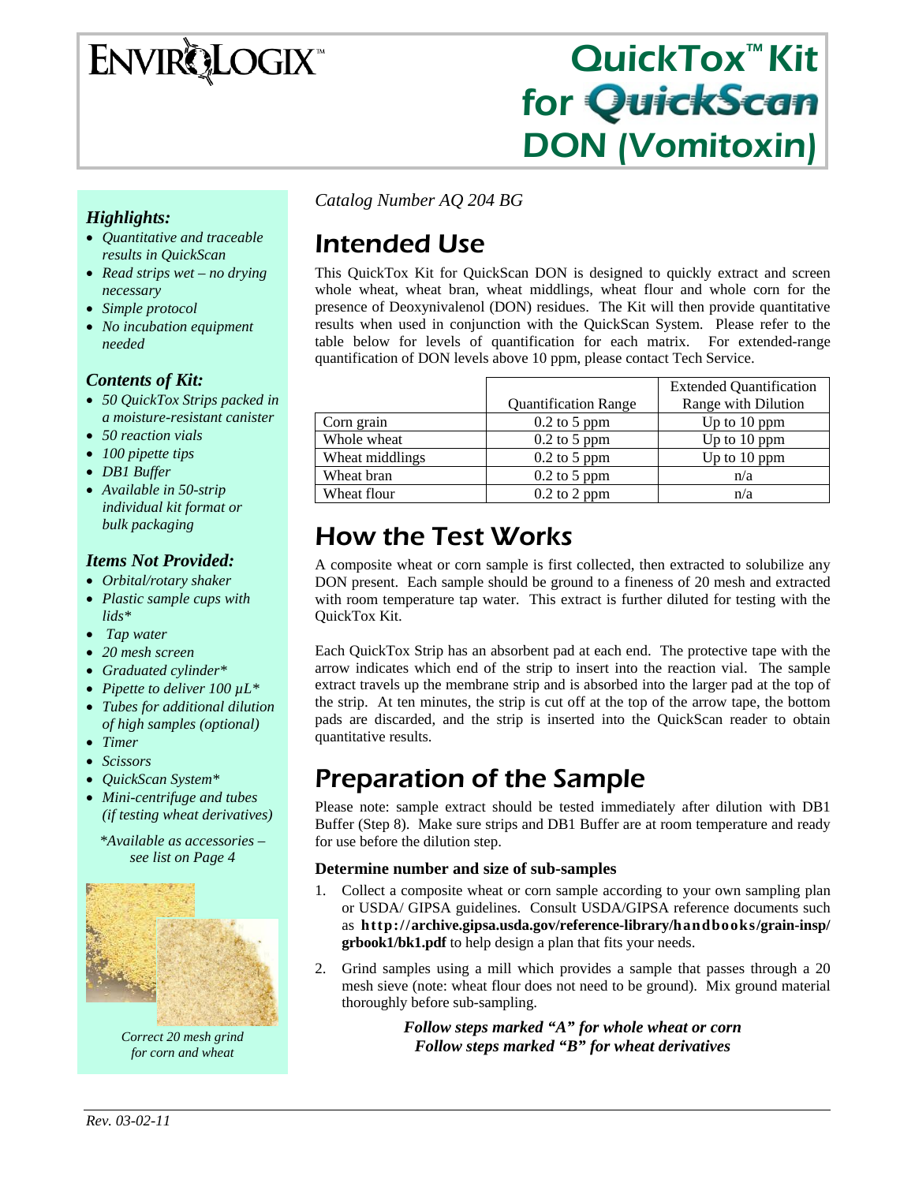# ENVIROLOGIX™

# QuickTox™ Kit for QuickScan DON (Vomitoxin)

### *Highlights:*

- *Quantitative and traceable results in QuickScan*
- *Read strips wet – no drying necessary*
- *Simple protocol*
- *No incubation equipment needed*

### *Contents of Kit:*

- *50 QuickTox Strips packed in a moisture-resistant canister*
- *50 reaction vials*
- *100 pipette tips*
- *DB1 Buffer*
- *Available in 50-strip individual kit format or bulk packaging*

### *Items Not Provided:*

- *Orbital/rotary shaker*
- *Plastic sample cups with lids**
- *Tap water*
- *20 mesh screen*
- *Graduated cylinder**
- *Pipette to deliver 100 µL**
- *Tubes for additional dilution of high samples (optional)*
- *Timer*
- *Scissors*
- *QuickScan System**
- *Mini-centrifuge and tubes (if testing wheat derivatives)*

*\*Available as accessories – see list on Page 4*

*Correct 20 mesh grind for corn and wheat*

*Catalog Number AQ 204 BG*

## Intended Use

This QuickTox Kit for QuickScan DON is designed to quickly extract and screen whole wheat, wheat bran, wheat middlings, wheat flour and whole corn for the presence of Deoxynivalenol (DON) residues. The Kit will then provide quantitative results when used in conjunction with the QuickScan System. Please refer to the table below for levels of quantification for each matrix. For extended-range quantification of DON levels above 10 ppm, please contact Tech Service.

| | Quantification Range | Extended Quantification Range with Dilution |
|---|---|---|
| Corn grain | 0.2 to 5 ppm | Up to 10 ppm |
| Whole wheat | 0.2 to 5 ppm | Up to 10 ppm |
| Wheat middlings | 0.2 to 5 ppm | Up to 10 ppm |
| Wheat bran | 0.2 to 5 ppm | n/a |
| Wheat flour | 0.2 to 2 ppm | n/a |

## How the Test Works

A composite wheat or corn sample is first collected, then extracted to solubilize any DON present. Each sample should be ground to a fineness of 20 mesh and extracted with room temperature tap water. This extract is further diluted for testing with the QuickTox Kit.

Each QuickTox Strip has an absorbent pad at each end. The protective tape with the arrow indicates which end of the strip to insert into the reaction vial. The sample extract travels up the membrane strip and is absorbed into the larger pad at the top of the strip. At ten minutes, the strip is cut off at the top of the arrow tape, the bottom pads are discarded, and the strip is inserted into the QuickScan reader to obtain quantitative results.

## Preparation of the Sample

Please note: sample extract should be tested immediately after dilution with DB1 Buffer (Step 8). Make sure strips and DB1 Buffer are at room temperature and ready for use before the dilution step.

**Determine number and size of sub-samples**

1. Collect a composite wheat or corn sample according to your own sampling plan or USDA/ GIPSA guidelines. Consult USDA/GIPSA reference documents such as **http://archive.gipsa.usda.gov/reference-library/handbooks/grain-insp/grbook1/bk1.pdf** to help design a plan that fits your needs.
2. Grind samples using a mill which provides a sample that passes through a 20 mesh sieve (note: wheat flour does not need to be ground). Mix ground material thoroughly before sub-sampling.

***Follow steps marked "A" for whole wheat or corn***
***Follow steps marked "B" for wheat derivatives***

*Rev. 03-02-11*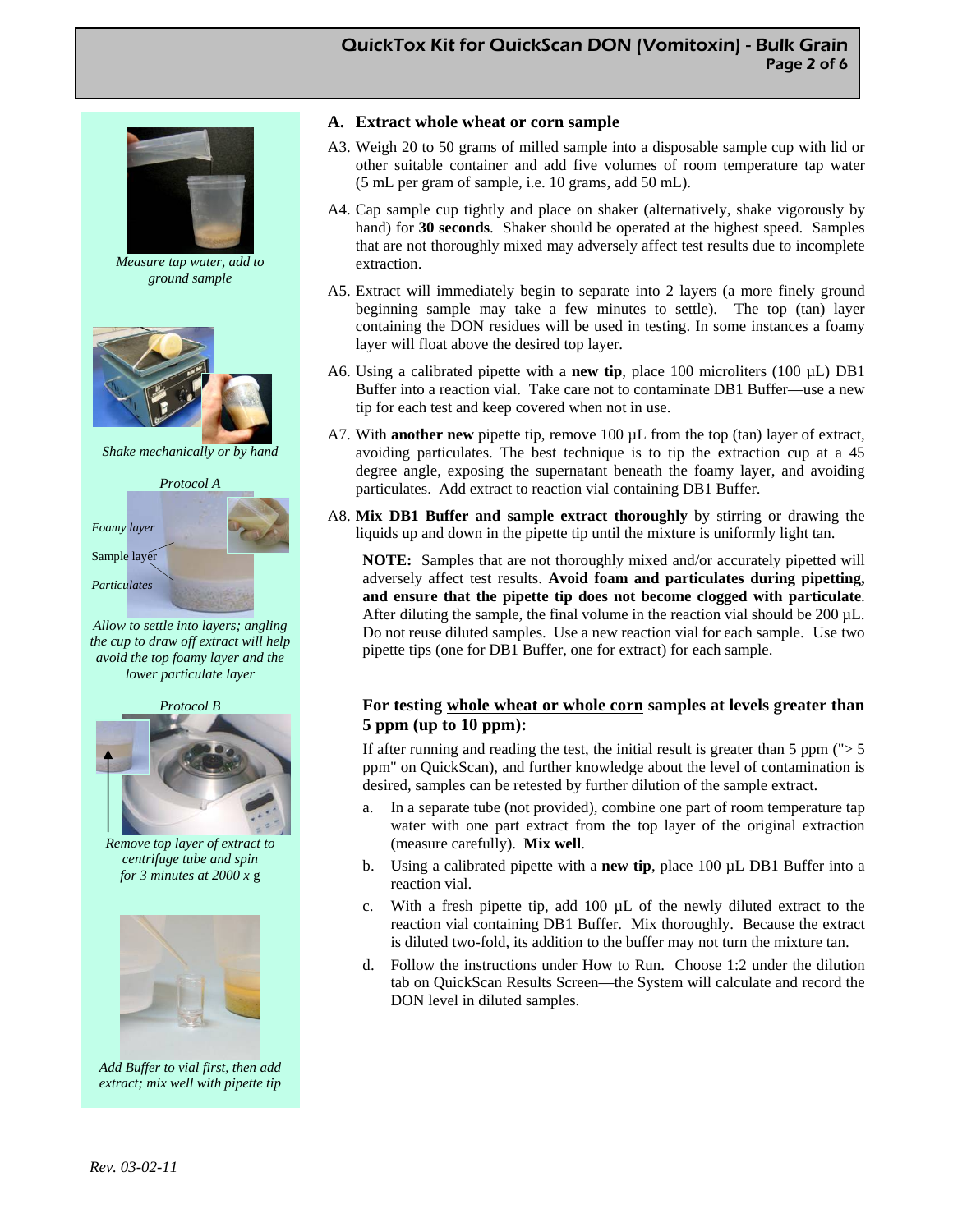*Measure tap water, add to ground sample*

*Shake mechanically or by hand*

*Protocol A*

*Foamy layer*

Sample layer

*Particulates*

*Allow to settle into layers; angling the cup to draw off extract will help avoid the top foamy layer and the lower particulate layer*

*Protocol B*

*Remove top layer of extract to centrifuge tube and spin for 3 minutes at 2000 x* g

*Add Buffer to vial first, then add extract; mix well with pipette tip*

## A. Extract whole wheat or corn sample

A3. Weigh 20 to 50 grams of milled sample into a disposable sample cup with lid or other suitable container and add five volumes of room temperature tap water (5 mL per gram of sample, i.e. 10 grams, add 50 mL).

A4. Cap sample cup tightly and place on shaker (alternatively, shake vigorously by hand) for **30 seconds**. Shaker should be operated at the highest speed. Samples that are not thoroughly mixed may adversely affect test results due to incomplete extraction.

A5. Extract will immediately begin to separate into 2 layers (a more finely ground beginning sample may take a few minutes to settle). The top (tan) layer containing the DON residues will be used in testing. In some instances a foamy layer will float above the desired top layer.

A6. Using a calibrated pipette with a **new tip**, place 100 microliters (100 µL) DB1 Buffer into a reaction vial. Take care not to contaminate DB1 Buffer—use a new tip for each test and keep covered when not in use.

A7. With **another new** pipette tip, remove 100 µL from the top (tan) layer of extract, avoiding particulates. The best technique is to tip the extraction cup at a 45 degree angle, exposing the supernatant beneath the foamy layer, and avoiding particulates. Add extract to reaction vial containing DB1 Buffer.

A8. **Mix DB1 Buffer and sample extract thoroughly** by stirring or drawing the liquids up and down in the pipette tip until the mixture is uniformly light tan.

**NOTE:** Samples that are not thoroughly mixed and/or accurately pipetted will adversely affect test results. **Avoid foam and particulates during pipetting, and ensure that the pipette tip does not become clogged with particulate**. After diluting the sample, the final volume in the reaction vial should be 200 µL. Do not reuse diluted samples. Use a new reaction vial for each sample. Use two pipette tips (one for DB1 Buffer, one for extract) for each sample.

### For testing whole wheat or whole corn samples at levels greater than 5 ppm (up to 10 ppm):

If after running and reading the test, the initial result is greater than 5 ppm ("> 5 ppm" on QuickScan), and further knowledge about the level of contamination is desired, samples can be retested by further dilution of the sample extract.

a. In a separate tube (not provided), combine one part of room temperature tap water with one part extract from the top layer of the original extraction (measure carefully). **Mix well**.

b. Using a calibrated pipette with a **new tip**, place 100 µL DB1 Buffer into a reaction vial.

c. With a fresh pipette tip, add 100 µL of the newly diluted extract to the reaction vial containing DB1 Buffer. Mix thoroughly. Because the extract is diluted two-fold, its addition to the buffer may not turn the mixture tan.

d. Follow the instructions under How to Run. Choose 1:2 under the dilution tab on QuickScan Results Screen—the System will calculate and record the DON level in diluted samples.

*Rev. 03-02-11*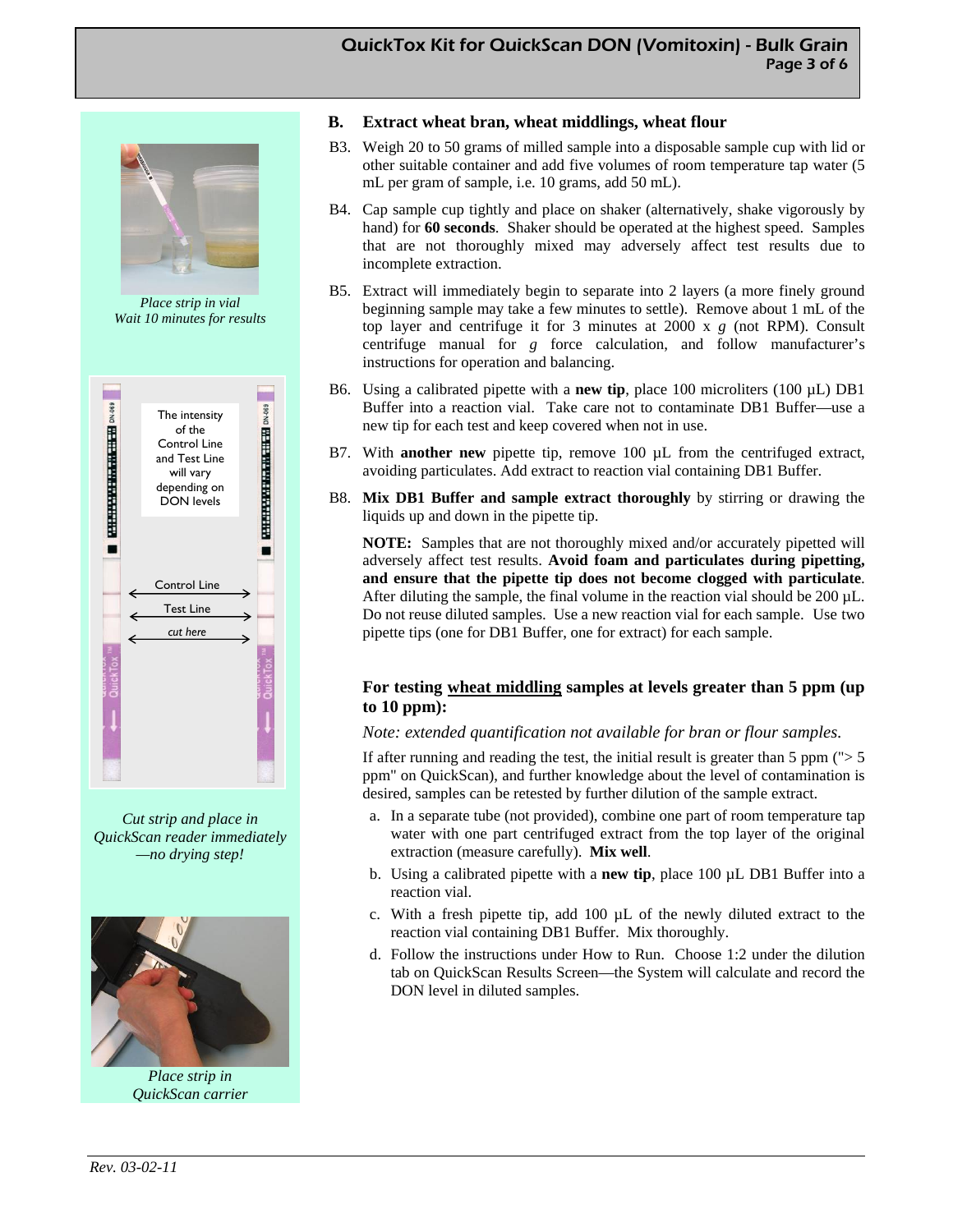Place strip in vial
Wait 10 minutes for results

The intensity of the Control Line and Test Line will vary depending on DON levels

Control Line

Test Line

*cut here*

*Cut strip and place in QuickScan reader immediately —no drying step!*

*Place strip in QuickScan carrier*

## B. Extract wheat bran, wheat middlings, wheat flour

B3. Weigh 20 to 50 grams of milled sample into a disposable sample cup with lid or other suitable container and add five volumes of room temperature tap water (5 mL per gram of sample, i.e. 10 grams, add 50 mL).

B4. Cap sample cup tightly and place on shaker (alternatively, shake vigorously by hand) for **60 seconds**. Shaker should be operated at the highest speed. Samples that are not thoroughly mixed may adversely affect test results due to incomplete extraction.

B5. Extract will immediately begin to separate into 2 layers (a more finely ground beginning sample may take a few minutes to settle). Remove about 1 mL of the top layer and centrifuge it for 3 minutes at 2000 x *g* (not RPM). Consult centrifuge manual for *g* force calculation, and follow manufacturer's instructions for operation and balancing.

B6. Using a calibrated pipette with a **new tip**, place 100 microliters (100 µL) DB1 Buffer into a reaction vial. Take care not to contaminate DB1 Buffer—use a new tip for each test and keep covered when not in use.

B7. With **another new** pipette tip, remove 100 µL from the centrifuged extract, avoiding particulates. Add extract to reaction vial containing DB1 Buffer.

B8. **Mix DB1 Buffer and sample extract thoroughly** by stirring or drawing the liquids up and down in the pipette tip.

**NOTE:** Samples that are not thoroughly mixed and/or accurately pipetted will adversely affect test results. **Avoid foam and particulates during pipetting, and ensure that the pipette tip does not become clogged with particulate**. After diluting the sample, the final volume in the reaction vial should be 200 µL. Do not reuse diluted samples. Use a new reaction vial for each sample. Use two pipette tips (one for DB1 Buffer, one for extract) for each sample.

### For testing wheat middling samples at levels greater than 5 ppm (up to 10 ppm):

*Note: extended quantification not available for bran or flour samples.*

If after running and reading the test, the initial result is greater than 5 ppm ("> 5 ppm" on QuickScan), and further knowledge about the level of contamination is desired, samples can be retested by further dilution of the sample extract.

a. In a separate tube (not provided), combine one part of room temperature tap water with one part centrifuged extract from the top layer of the original extraction (measure carefully). **Mix well**.

b. Using a calibrated pipette with a **new tip**, place 100 µL DB1 Buffer into a reaction vial.

c. With a fresh pipette tip, add 100 µL of the newly diluted extract to the reaction vial containing DB1 Buffer. Mix thoroughly.

d. Follow the instructions under How to Run. Choose 1:2 under the dilution tab on QuickScan Results Screen—the System will calculate and record the DON level in diluted samples.

*Rev. 03-02-11*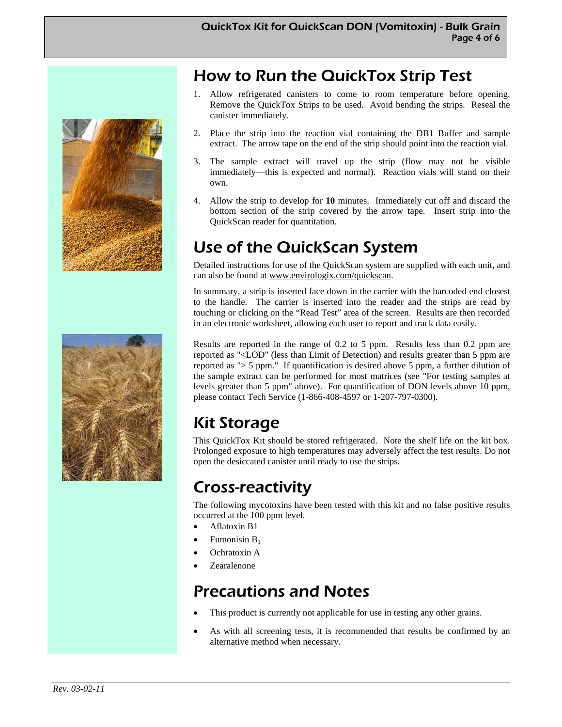## How to Run the QuickTox Strip Test

1. Allow refrigerated canisters to come to room temperature before opening. Remove the QuickTox Strips to be used. Avoid bending the strips. Reseal the canister immediately.
2. Place the strip into the reaction vial containing the DB1 Buffer and sample extract. The arrow tape on the end of the strip should point into the reaction vial.
3. The sample extract will travel up the strip (flow may not be visible immediately—this is expected and normal). Reaction vials will stand on their own.
4. Allow the strip to develop for **10** minutes. Immediately cut off and discard the bottom section of the strip covered by the arrow tape. Insert strip into the QuickScan reader for quantitation.

## Use of the QuickScan System

Detailed instructions for use of the QuickScan system are supplied with each unit, and can also be found at www.envirologix.com/quickscan.

In summary, a strip is inserted face down in the carrier with the barcoded end closest to the handle. The carrier is inserted into the reader and the strips are read by touching or clicking on the "Read Test" area of the screen. Results are then recorded in an electronic worksheet, allowing each user to report and track data easily.

Results are reported in the range of 0.2 to 5 ppm. Results less than 0.2 ppm are reported as "<LOD" (less than Limit of Detection) and results greater than 5 ppm are reported as "> 5 ppm." If quantification is desired above 5 ppm, a further dilution of the sample extract can be performed for most matrices (see "For testing samples at levels greater than 5 ppm" above). For quantification of DON levels above 10 ppm, please contact Tech Service (1-866-408-4597 or 1-207-797-0300).

## Kit Storage

This QuickTox Kit should be stored refrigerated. Note the shelf life on the kit box. Prolonged exposure to high temperatures may adversely affect the test results. Do not open the desiccated canister until ready to use the strips.

## Cross-reactivity

The following mycotoxins have been tested with this kit and no false positive results occurred at the 100 ppm level.

- Aflatoxin B1
- Fumonisin $B_1$
- Ochratoxin A
- Zearalenone

## Precautions and Notes

- This product is currently not applicable for use in testing any other grains.
- As with all screening tests, it is recommended that results be confirmed by an alternative method when necessary.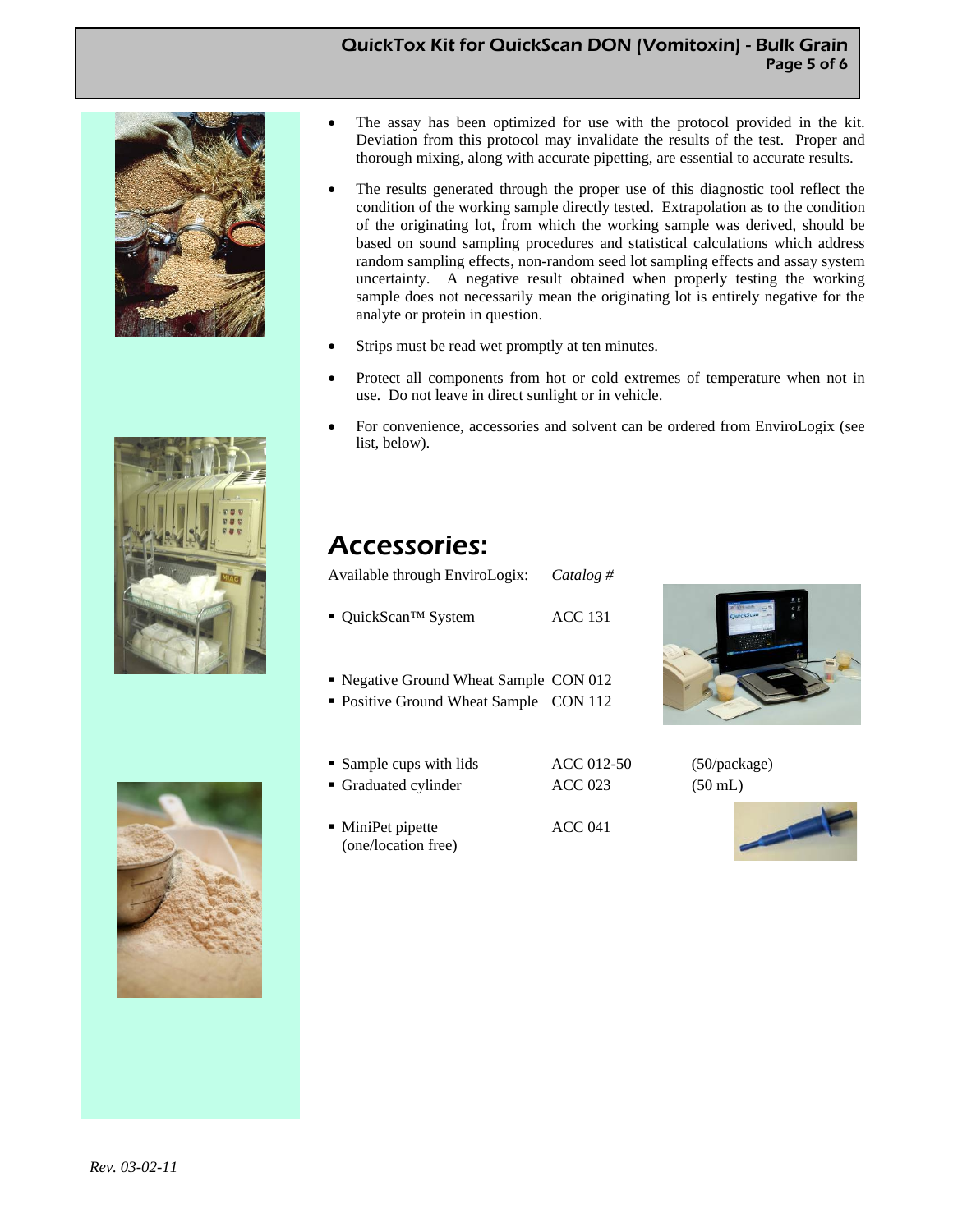- The assay has been optimized for use with the protocol provided in the kit. Deviation from this protocol may invalidate the results of the test. Proper and thorough mixing, along with accurate pipetting, are essential to accurate results.
- The results generated through the proper use of this diagnostic tool reflect the condition of the working sample directly tested. Extrapolation as to the condition of the originating lot, from which the working sample was derived, should be based on sound sampling procedures and statistical calculations which address random sampling effects, non-random seed lot sampling effects and assay system uncertainty. A negative result obtained when properly testing the working sample does not necessarily mean the originating lot is entirely negative for the analyte or protein in question.
- Strips must be read wet promptly at ten minutes.
- Protect all components from hot or cold extremes of temperature when not in use. Do not leave in direct sunlight or in vehicle.
- For convenience, accessories and solvent can be ordered from EnviroLogix (see list, below).

# Accessories:

| Available through EnviroLogix: | *Catalog #* | |
|---|---|---|
| ▪ QuickScan™ System | ACC 131 | |
| ▪ Negative Ground Wheat Sample | CON 012 | |
| ▪ Positive Ground Wheat Sample | CON 112 | |
| ▪ Sample cups with lids | ACC 012-50 | (50/package) |
| ▪ Graduated cylinder | ACC 023 | (50 mL) |
| ▪ MiniPet pipette (one/location free) | ACC 041 | |

*Rev. 03-02-11*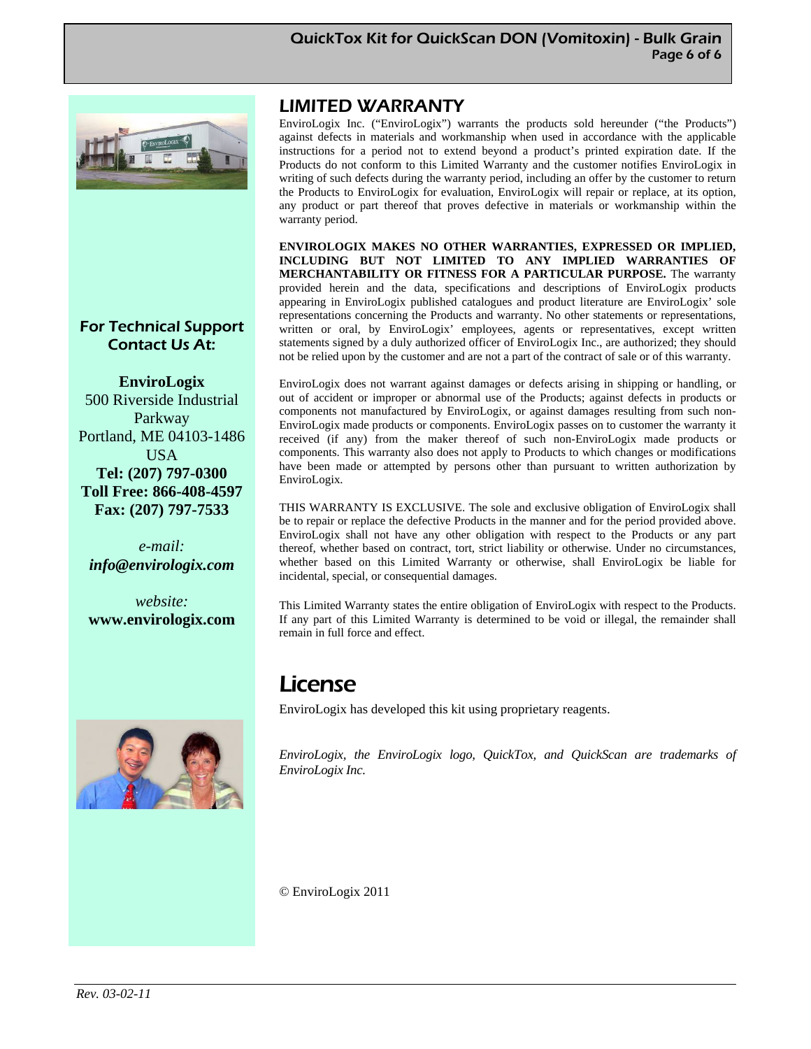## LIMITED WARRANTY

EnviroLogix Inc. ("EnviroLogix") warrants the products sold hereunder ("the Products") against defects in materials and workmanship when used in accordance with the applicable instructions for a period not to extend beyond a product's printed expiration date. If the Products do not conform to this Limited Warranty and the customer notifies EnviroLogix in writing of such defects during the warranty period, including an offer by the customer to return the Products to EnviroLogix for evaluation, EnviroLogix will repair or replace, at its option, any product or part thereof that proves defective in materials or workmanship within the warranty period.

**ENVIROLOGIX MAKES NO OTHER WARRANTIES, EXPRESSED OR IMPLIED, INCLUDING BUT NOT LIMITED TO ANY IMPLIED WARRANTIES OF MERCHANTABILITY OR FITNESS FOR A PARTICULAR PURPOSE.** The warranty provided herein and the data, specifications and descriptions of EnviroLogix products appearing in EnviroLogix published catalogues and product literature are EnviroLogix' sole representations concerning the Products and warranty. No other statements or representations, written or oral, by EnviroLogix' employees, agents or representatives, except written statements signed by a duly authorized officer of EnviroLogix Inc., are authorized; they should not be relied upon by the customer and are not a part of the contract of sale or of this warranty.

EnviroLogix does not warrant against damages or defects arising in shipping or handling, or out of accident or improper or abnormal use of the Products; against defects in products or components not manufactured by EnviroLogix, or against damages resulting from such non-EnviroLogix made products or components. EnviroLogix passes on to customer the warranty it received (if any) from the maker thereof of such non-EnviroLogix made products or components. This warranty also does not apply to Products to which changes or modifications have been made or attempted by persons other than pursuant to written authorization by EnviroLogix.

THIS WARRANTY IS EXCLUSIVE. The sole and exclusive obligation of EnviroLogix shall be to repair or replace the defective Products in the manner and for the period provided above. EnviroLogix shall not have any other obligation with respect to the Products or any part thereof, whether based on contract, tort, strict liability or otherwise. Under no circumstances, whether based on this Limited Warranty or otherwise, shall EnviroLogix be liable for incidental, special, or consequential damages.

This Limited Warranty states the entire obligation of EnviroLogix with respect to the Products. If any part of this Limited Warranty is determined to be void or illegal, the remainder shall remain in full force and effect.

## License

EnviroLogix has developed this kit using proprietary reagents.

*EnviroLogix, the EnviroLogix logo, QuickTox, and QuickScan are trademarks of EnviroLogix Inc.*

© EnviroLogix 2011

### For Technical Support Contact Us At:

**EnviroLogix**
500 Riverside Industrial Parkway
Portland, ME 04103-1486
USA
**Tel: (207) 797-0300**
**Toll Free: 866-408-4597**
**Fax: (207) 797-7533**

*e-mail:*
***info@envirologix.com***

*website:*
**www.envirologix.com**

*Rev. 03-02-11*